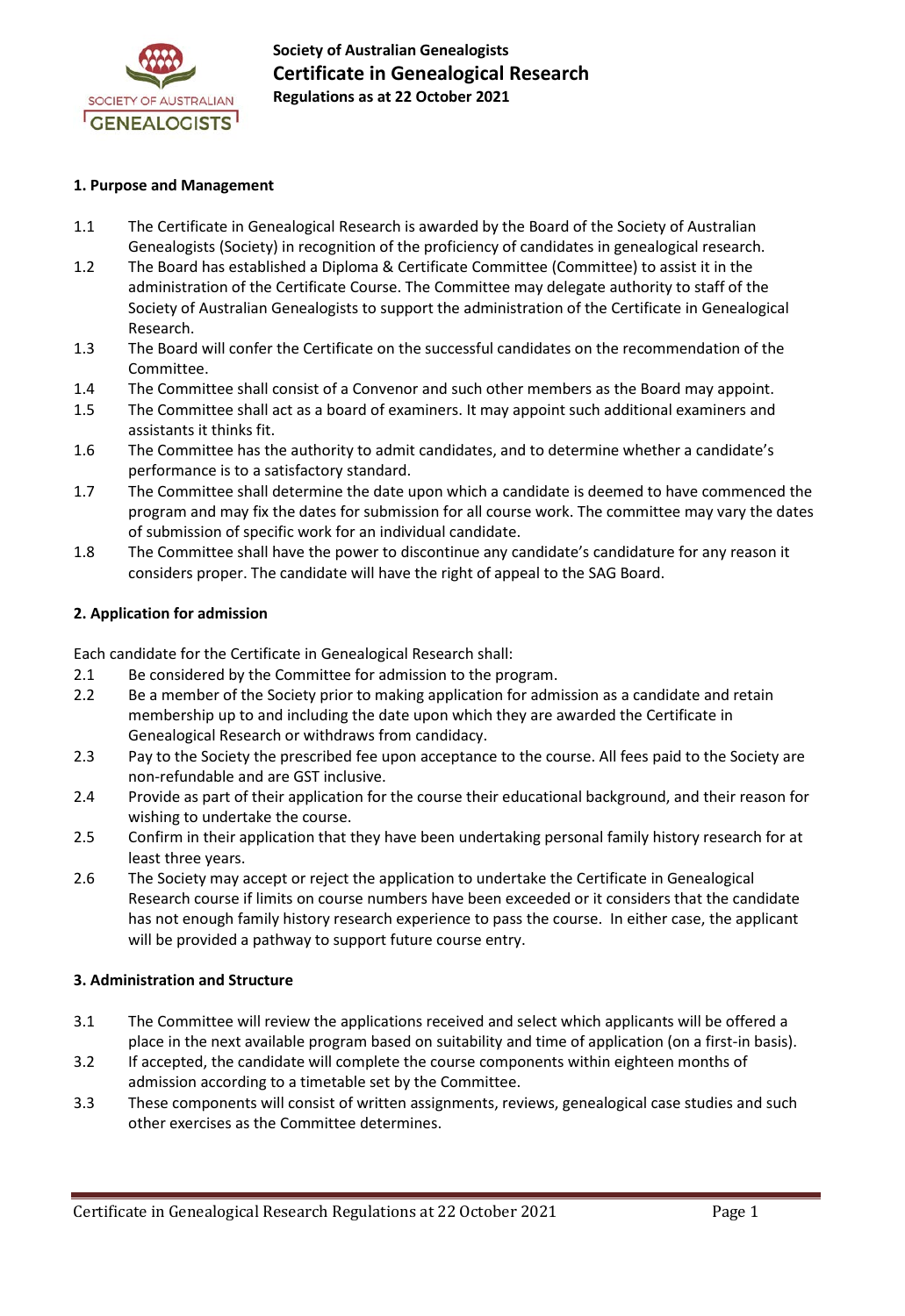**Society of Australian Genealogists**

# Certificate in Genealogical Research

**Regulations as at 22 October 2021**

## 1. Purpose and Management

1.1 The Certificate in Genealogical Research is awarded by the Board of the Society of Australian Genealogists (Society) in recognition of the proficiency of candidates in genealogical research.

1.2 The Board has established a Diploma & Certificate Committee (Committee) to assist it in the administration of the Certificate Course. The Committee may delegate authority to staff of the Society of Australian Genealogists to support the administration of the Certificate in Genealogical Research.

1.3 The Board will confer the Certificate on the successful candidates on the recommendation of the Committee.

1.4 The Committee shall consist of a Convenor and such other members as the Board may appoint.

1.5 The Committee shall act as a board of examiners. It may appoint such additional examiners and assistants it thinks fit.

1.6 The Committee has the authority to admit candidates, and to determine whether a candidate's performance is to a satisfactory standard.

1.7 The Committee shall determine the date upon which a candidate is deemed to have commenced the program and may fix the dates for submission for all course work. The committee may vary the dates of submission of specific work for an individual candidate.

1.8 The Committee shall have the power to discontinue any candidate's candidature for any reason it considers proper. The candidate will have the right of appeal to the SAG Board.

## 2. Application for admission

Each candidate for the Certificate in Genealogical Research shall:

2.1 Be considered by the Committee for admission to the program.

2.2 Be a member of the Society prior to making application for admission as a candidate and retain membership up to and including the date upon which they are awarded the Certificate in Genealogical Research or withdraws from candidacy.

2.3 Pay to the Society the prescribed fee upon acceptance to the course. All fees paid to the Society are non-refundable and are GST inclusive.

2.4 Provide as part of their application for the course their educational background, and their reason for wishing to undertake the course.

2.5 Confirm in their application that they have been undertaking personal family history research for at least three years.

2.6 The Society may accept or reject the application to undertake the Certificate in Genealogical Research course if limits on course numbers have been exceeded or it considers that the candidate has not enough family history research experience to pass the course. In either case, the applicant will be provided a pathway to support future course entry.

## 3. Administration and Structure

3.1 The Committee will review the applications received and select which applicants will be offered a place in the next available program based on suitability and time of application (on a first-in basis).

3.2 If accepted, the candidate will complete the course components within eighteen months of admission according to a timetable set by the Committee.

3.3 These components will consist of written assignments, reviews, genealogical case studies and such other exercises as the Committee determines.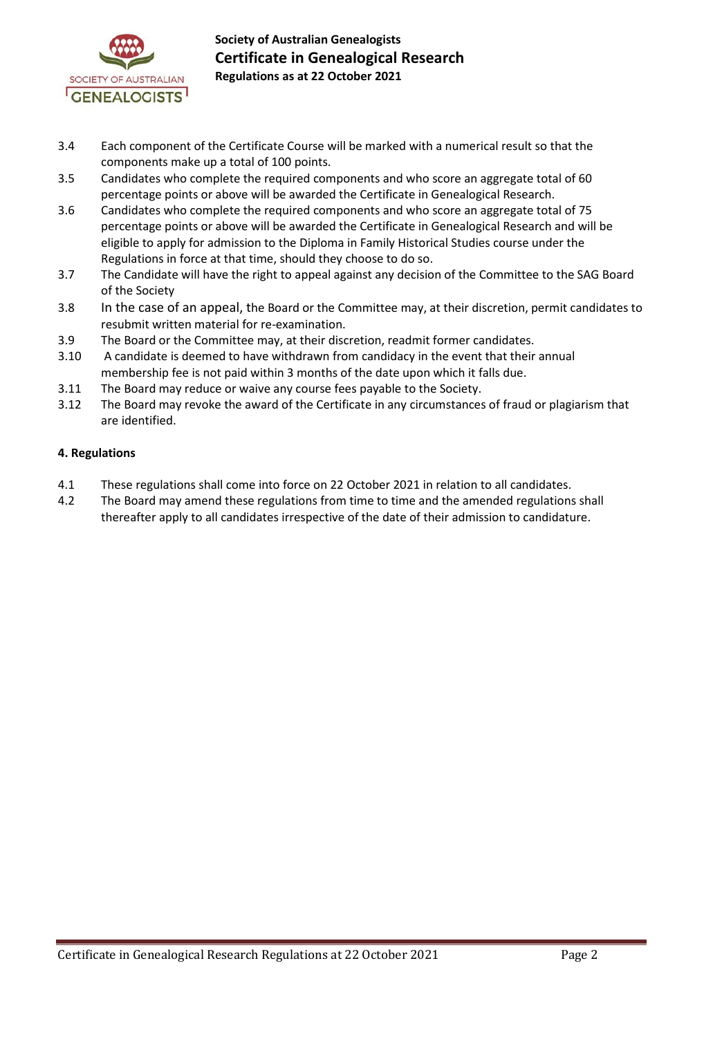3.4 Each component of the Certificate Course will be marked with a numerical result so that the components make up a total of 100 points.

3.5 Candidates who complete the required components and who score an aggregate total of 60 percentage points or above will be awarded the Certificate in Genealogical Research.

3.6 Candidates who complete the required components and who score an aggregate total of 75 percentage points or above will be awarded the Certificate in Genealogical Research and will be eligible to apply for admission to the Diploma in Family Historical Studies course under the Regulations in force at that time, should they choose to do so.

3.7 The Candidate will have the right to appeal against any decision of the Committee to the SAG Board of the Society

3.8 In the case of an appeal, the Board or the Committee may, at their discretion, permit candidates to resubmit written material for re-examination.

3.9 The Board or the Committee may, at their discretion, readmit former candidates.

3.10 A candidate is deemed to have withdrawn from candidacy in the event that their annual membership fee is not paid within 3 months of the date upon which it falls due.

3.11 The Board may reduce or waive any course fees payable to the Society.

3.12 The Board may revoke the award of the Certificate in any circumstances of fraud or plagiarism that are identified.

**4. Regulations**

4.1 These regulations shall come into force on 22 October 2021 in relation to all candidates.

4.2 The Board may amend these regulations from time to time and the amended regulations shall thereafter apply to all candidates irrespective of the date of their admission to candidature.